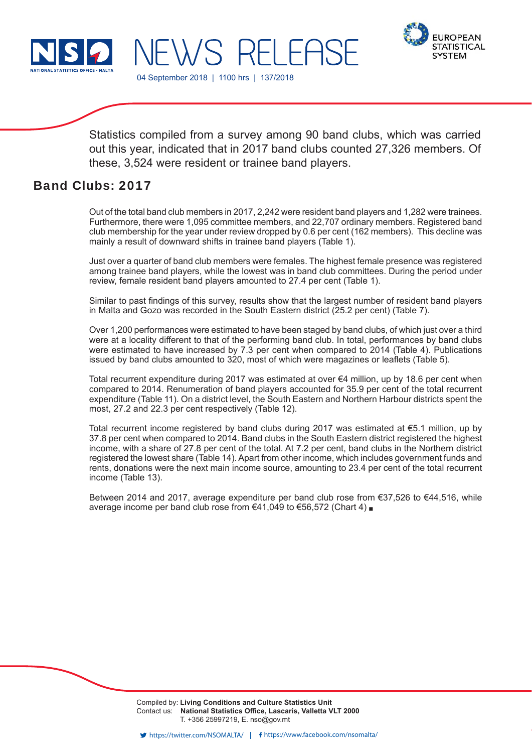# NEWS RELEASE

04 September 2018 | 1100 hrs | 137/2018

Statistics compiled from a survey among 90 band clubs, which was carried out this year, indicated that in 2017 band clubs counted 27,326 members. Of these, 3,524 were resident or trainee band players.

## Band Clubs: 2017

Out of the total band club members in 2017, 2,242 were resident band players and 1,282 were trainees. Furthermore, there were 1,095 committee members, and 22,707 ordinary members. Registered band club membership for the year under review dropped by 0.6 per cent (162 members). This decline was mainly a result of downward shifts in trainee band players (Table 1).

Just over a quarter of band club members were females. The highest female presence was registered among trainee band players, while the lowest was in band club committees. During the period under review, female resident band players amounted to 27.4 per cent (Table 1).

Similar to past findings of this survey, results show that the largest number of resident band players in Malta and Gozo was recorded in the South Eastern district (25.2 per cent) (Table 7).

Over 1,200 performances were estimated to have been staged by band clubs, of which just over a third were at a locality different to that of the performing band club. In total, performances by band clubs were estimated to have increased by 7.3 per cent when compared to 2014 (Table 4). Publications issued by band clubs amounted to 320, most of which were magazines or leaflets (Table 5).

Total recurrent expenditure during 2017 was estimated at over €4 million, up by 18.6 per cent when compared to 2014. Renumeration of band players accounted for 35.9 per cent of the total recurrent expenditure (Table 11). On a district level, the South Eastern and Northern Harbour districts spent the most, 27.2 and 22.3 per cent respectively (Table 12).

Total recurrent income registered by band clubs during 2017 was estimated at €5.1 million, up by 37.8 per cent when compared to 2014. Band clubs in the South Eastern district registered the highest income, with a share of 27.8 per cent of the total. At 7.2 per cent, band clubs in the Northern district registered the lowest share (Table 14). Apart from other income, which includes government funds and rents, donations were the next main income source, amounting to 23.4 per cent of the total recurrent income (Table 13).

Between 2014 and 2017, average expenditure per band club rose from €37,526 to €44,516, while average income per band club rose from €41,049 to €56,572 (Chart 4) ■

Compiled by: **Living Conditions and Culture Statistics Unit**
Contact us: **National Statistics Office, Lascaris, Valletta VLT 2000**
T. +356 25997219, E. nso@gov.mt

https://twitter.com/NSOMALTA/ | https://www.facebook.com/nsomalta/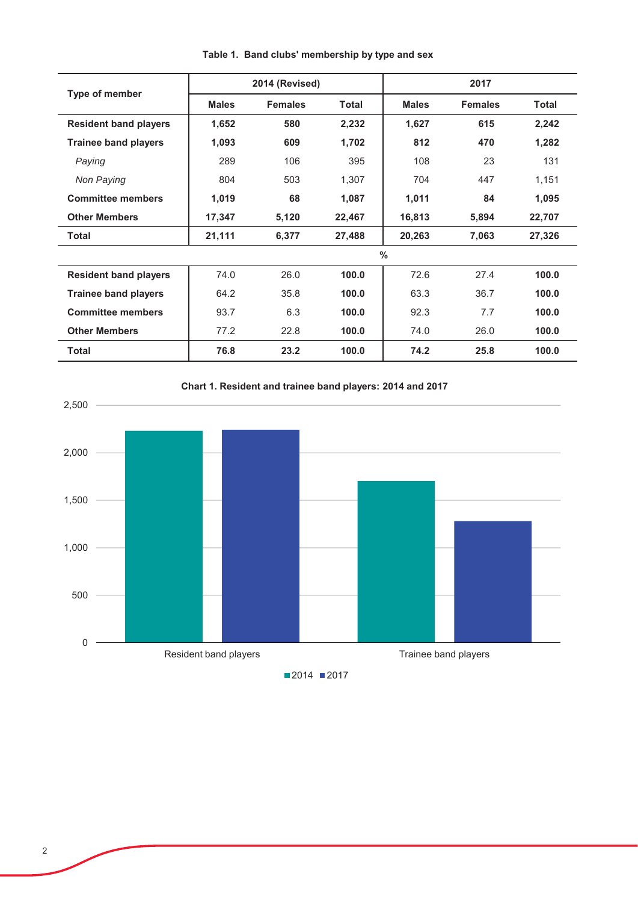**Table 1. Band clubs' membership by type and sex**

| Type of member | 2014 (Revised) | | | 2017 | | |
|---|---|---|---|---|---|---|
| | Males | Females | Total | Males | Females | Total |
| **Resident band players** | **1,652** | **580** | **2,232** | **1,627** | **615** | **2,242** |
| **Trainee band players** | **1,093** | **609** | **1,702** | **812** | **470** | **1,282** |
| *Paying* | 289 | 106 | 395 | 108 | 23 | 131 |
| *Non Paying* | 804 | 503 | 1,307 | 704 | 447 | 1,151 |
| **Committee members** | **1,019** | **68** | **1,087** | **1,011** | **84** | **1,095** |
| **Other Members** | **17,347** | **5,120** | **22,467** | **16,813** | **5,894** | **22,707** |
| **Total** | **21,111** | **6,377** | **27,488** | **20,263** | **7,063** | **27,326** |
| | | | | **%** | | |
| **Resident band players** | 74.0 | 26.0 | **100.0** | 72.6 | 27.4 | **100.0** |
| **Trainee band players** | 64.2 | 35.8 | **100.0** | 63.3 | 36.7 | **100.0** |
| **Committee members** | 93.7 | 6.3 | **100.0** | 92.3 | 7.7 | **100.0** |
| **Other Members** | 77.2 | 22.8 | **100.0** | 74.0 | 26.0 | **100.0** |
| **Total** | **76.8** | **23.2** | **100.0** | **74.2** | **25.8** | **100.0** |

**Chart 1. Resident and trainee band players: 2014 and 2017**

| | 2014 | 2017 |
|---|---|---|
| Resident band players | 2,232 | 2,242 |
| Trainee band players | 1,702 | 1,282 |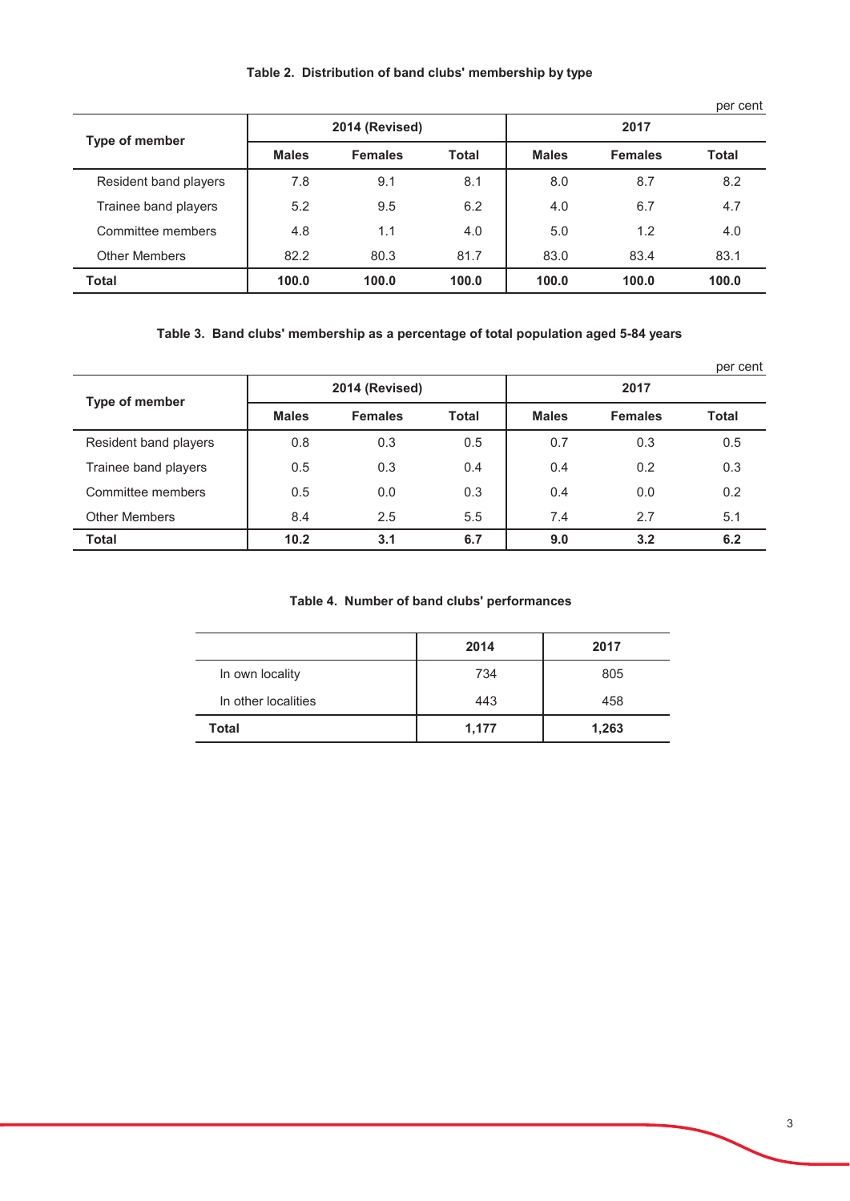**Table 2. Distribution of band clubs' membership by type**

per cent

| Type of member | 2014 (Revised) | | | 2017 | | |
|---|---|---|---|---|---|---|
| | Males | Females | Total | Males | Females | Total |
| Resident band players | 7.8 | 9.1 | 8.1 | 8.0 | 8.7 | 8.2 |
| Trainee band players | 5.2 | 9.5 | 6.2 | 4.0 | 6.7 | 4.7 |
| Committee members | 4.8 | 1.1 | 4.0 | 5.0 | 1.2 | 4.0 |
| Other Members | 82.2 | 80.3 | 81.7 | 83.0 | 83.4 | 83.1 |
| **Total** | **100.0** | **100.0** | **100.0** | **100.0** | **100.0** | **100.0** |

**Table 3. Band clubs' membership as a percentage of total population aged 5-84 years**

per cent

| Type of member | 2014 (Revised) | | | 2017 | | |
|---|---|---|---|---|---|---|
| | Males | Females | Total | Males | Females | Total |
| Resident band players | 0.8 | 0.3 | 0.5 | 0.7 | 0.3 | 0.5 |
| Trainee band players | 0.5 | 0.3 | 0.4 | 0.4 | 0.2 | 0.3 |
| Committee members | 0.5 | 0.0 | 0.3 | 0.4 | 0.0 | 0.2 |
| Other Members | 8.4 | 2.5 | 5.5 | 7.4 | 2.7 | 5.1 |
| **Total** | **10.2** | **3.1** | **6.7** | **9.0** | **3.2** | **6.2** |

**Table 4. Number of band clubs' performances**

| | 2014 | 2017 |
|---|---|---|
| In own locality | 734 | 805 |
| In other localities | 443 | 458 |
| **Total** | **1,177** | **1,263** |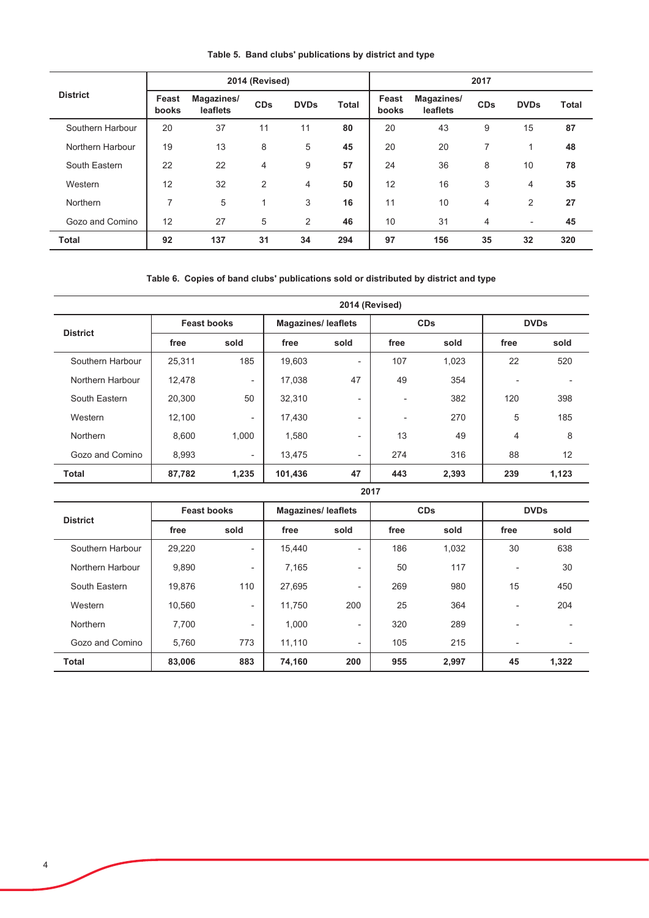**Table 5. Band clubs' publications by district and type**

| District | 2014 (Revised) | | | | | 2017 | | | | |
|---|---|---|---|---|---|---|---|---|---|---|
| | Feast books | Magazines/ leaflets | CDs | DVDs | Total | Feast books | Magazines/ leaflets | CDs | DVDs | Total |
| Southern Harbour | 20 | 37 | 11 | 11 | **80** | 20 | 43 | 9 | 15 | **87** |
| Northern Harbour | 19 | 13 | 8 | 5 | **45** | 20 | 20 | 7 | 1 | **48** |
| South Eastern | 22 | 22 | 4 | 9 | **57** | 24 | 36 | 8 | 10 | **78** |
| Western | 12 | 32 | 2 | 4 | **50** | 12 | 16 | 3 | 4 | **35** |
| Northern | 7 | 5 | 1 | 3 | **16** | 11 | 10 | 4 | 2 | **27** |
| Gozo and Comino | 12 | 27 | 5 | 2 | **46** | 10 | 31 | 4 | - | **45** |
| **Total** | **92** | **137** | **31** | **34** | **294** | **97** | **156** | **35** | **32** | **320** |

**Table 6. Copies of band clubs' publications sold or distributed by district and type**

| District | Feast books | | Magazines/ leaflets | | CDs | | DVDs | |
|---|---|---|---|---|---|---|---|---|
| | free | sold | free | sold | free | sold | free | sold |
| **2014 (Revised)** | | | | | | | | |
| Southern Harbour | 25,311 | 185 | 19,603 | - | 107 | 1,023 | 22 | 520 |
| Northern Harbour | 12,478 | - | 17,038 | 47 | 49 | 354 | - | - |
| South Eastern | 20,300 | 50 | 32,310 | - | - | 382 | 120 | 398 |
| Western | 12,100 | - | 17,430 | - | - | 270 | 5 | 185 |
| Northern | 8,600 | 1,000 | 1,580 | - | 13 | 49 | 4 | 8 |
| Gozo and Comino | 8,993 | - | 13,475 | - | 274 | 316 | 88 | 12 |
| **Total** | **87,782** | **1,235** | **101,436** | **47** | **443** | **2,393** | **239** | **1,123** |
| **2017** | | | | | | | | |
| Southern Harbour | 29,220 | - | 15,440 | - | 186 | 1,032 | 30 | 638 |
| Northern Harbour | 9,890 | - | 7,165 | - | 50 | 117 | - | 30 |
| South Eastern | 19,876 | 110 | 27,695 | - | 269 | 980 | 15 | 450 |
| Western | 10,560 | - | 11,750 | 200 | 25 | 364 | - | 204 |
| Northern | 7,700 | - | 1,000 | - | 320 | 289 | - | - |
| Gozo and Comino | 5,760 | 773 | 11,110 | - | 105 | 215 | - | - |
| **Total** | **83,006** | **883** | **74,160** | **200** | **955** | **2,997** | **45** | **1,322** |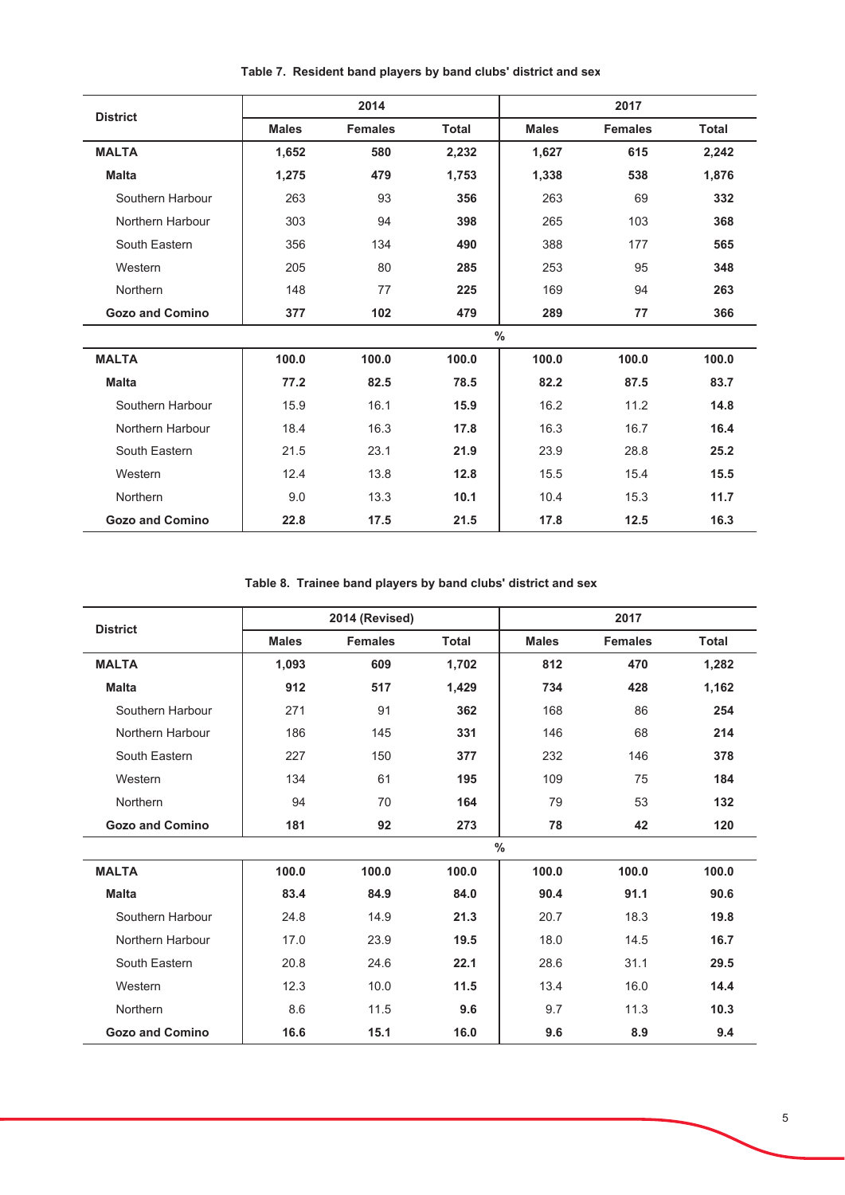**Table 7. Resident band players by band clubs' district and sex**

| District | 2014 | | | 2017 | | |
|---|---|---|---|---|---|---|
| | Males | Females | Total | Males | Females | Total |
| **MALTA** | **1,652** | **580** | **2,232** | **1,627** | **615** | **2,242** |
| **Malta** | **1,275** | **479** | **1,753** | **1,338** | **538** | **1,876** |
| Southern Harbour | 263 | 93 | **356** | 263 | 69 | **332** |
| Northern Harbour | 303 | 94 | **398** | 265 | 103 | **368** |
| South Eastern | 356 | 134 | **490** | 388 | 177 | **565** |
| Western | 205 | 80 | **285** | 253 | 95 | **348** |
| Northern | 148 | 77 | **225** | 169 | 94 | **263** |
| **Gozo and Comino** | **377** | **102** | **479** | **289** | **77** | **366** |
| | | | % | | | |
| **MALTA** | **100.0** | **100.0** | **100.0** | **100.0** | **100.0** | **100.0** |
| **Malta** | **77.2** | **82.5** | **78.5** | **82.2** | **87.5** | **83.7** |
| Southern Harbour | 15.9 | 16.1 | **15.9** | 16.2 | 11.2 | **14.8** |
| Northern Harbour | 18.4 | 16.3 | **17.8** | 16.3 | 16.7 | **16.4** |
| South Eastern | 21.5 | 23.1 | **21.9** | 23.9 | 28.8 | **25.2** |
| Western | 12.4 | 13.8 | **12.8** | 15.5 | 15.4 | **15.5** |
| Northern | 9.0 | 13.3 | **10.1** | 10.4 | 15.3 | **11.7** |
| **Gozo and Comino** | **22.8** | **17.5** | **21.5** | **17.8** | **12.5** | **16.3** |

**Table 8. Trainee band players by band clubs' district and sex**

| District | 2014 (Revised) | | | 2017 | | |
|---|---|---|---|---|---|---|
| | Males | Females | Total | Males | Females | Total |
| **MALTA** | **1,093** | **609** | **1,702** | **812** | **470** | **1,282** |
| **Malta** | **912** | **517** | **1,429** | **734** | **428** | **1,162** |
| Southern Harbour | 271 | 91 | **362** | 168 | 86 | **254** |
| Northern Harbour | 186 | 145 | **331** | 146 | 68 | **214** |
| South Eastern | 227 | 150 | **377** | 232 | 146 | **378** |
| Western | 134 | 61 | **195** | 109 | 75 | **184** |
| Northern | 94 | 70 | **164** | 79 | 53 | **132** |
| **Gozo and Comino** | **181** | **92** | **273** | **78** | **42** | **120** |
| | | | % | | | |
| **MALTA** | **100.0** | **100.0** | **100.0** | **100.0** | **100.0** | **100.0** |
| **Malta** | **83.4** | **84.9** | **84.0** | **90.4** | **91.1** | **90.6** |
| Southern Harbour | 24.8 | 14.9 | **21.3** | 20.7 | 18.3 | **19.8** |
| Northern Harbour | 17.0 | 23.9 | **19.5** | 18.0 | 14.5 | **16.7** |
| South Eastern | 20.8 | 24.6 | **22.1** | 28.6 | 31.1 | **29.5** |
| Western | 12.3 | 10.0 | **11.5** | 13.4 | 16.0 | **14.4** |
| Northern | 8.6 | 11.5 | **9.6** | 9.7 | 11.3 | **10.3** |
| **Gozo and Comino** | **16.6** | **15.1** | **16.0** | **9.6** | **8.9** | **9.4** |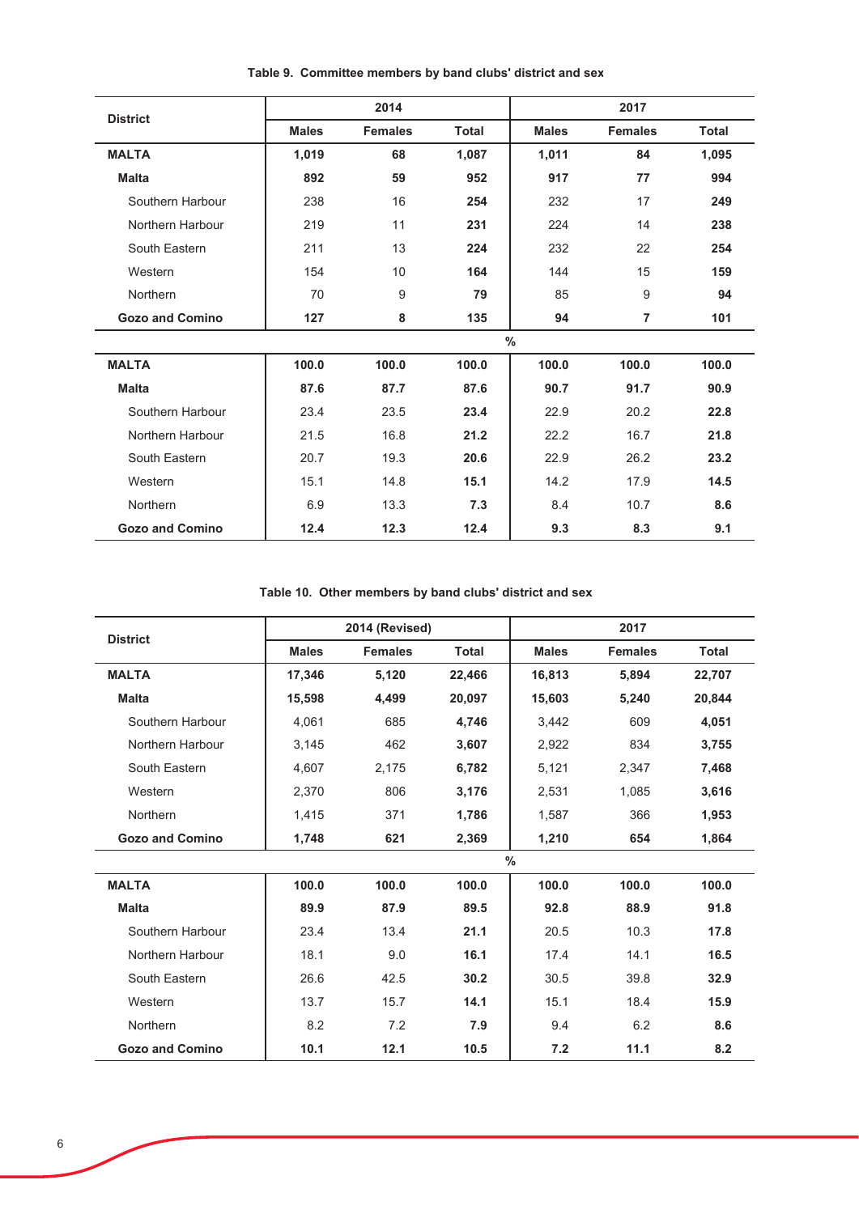**Table 9. Committee members by band clubs' district and sex**

| District | 2014 | | | 2017 | | |
|---|---|---|---|---|---|---|
| | Males | Females | Total | Males | Females | Total |
| **MALTA** | **1,019** | **68** | **1,087** | **1,011** | **84** | **1,095** |
| **Malta** | **892** | **59** | **952** | **917** | **77** | **994** |
| Southern Harbour | 238 | 16 | **254** | 232 | 17 | **249** |
| Northern Harbour | 219 | 11 | **231** | 224 | 14 | **238** |
| South Eastern | 211 | 13 | **224** | 232 | 22 | **254** |
| Western | 154 | 10 | **164** | 144 | 15 | **159** |
| Northern | 70 | 9 | **79** | 85 | 9 | **94** |
| **Gozo and Comino** | **127** | **8** | **135** | **94** | **7** | **101** |
| | | | % | | | |
| **MALTA** | **100.0** | **100.0** | **100.0** | **100.0** | **100.0** | **100.0** |
| **Malta** | **87.6** | **87.7** | **87.6** | **90.7** | **91.7** | **90.9** |
| Southern Harbour | 23.4 | 23.5 | **23.4** | 22.9 | 20.2 | **22.8** |
| Northern Harbour | 21.5 | 16.8 | **21.2** | 22.2 | 16.7 | **21.8** |
| South Eastern | 20.7 | 19.3 | **20.6** | 22.9 | 26.2 | **23.2** |
| Western | 15.1 | 14.8 | **15.1** | 14.2 | 17.9 | **14.5** |
| Northern | 6.9 | 13.3 | **7.3** | 8.4 | 10.7 | **8.6** |
| **Gozo and Comino** | **12.4** | **12.3** | **12.4** | **9.3** | **8.3** | **9.1** |

**Table 10. Other members by band clubs' district and sex**

| District | 2014 (Revised) | | | 2017 | | |
|---|---|---|---|---|---|---|
| | Males | Females | Total | Males | Females | Total |
| **MALTA** | **17,346** | **5,120** | **22,466** | **16,813** | **5,894** | **22,707** |
| **Malta** | **15,598** | **4,499** | **20,097** | **15,603** | **5,240** | **20,844** |
| Southern Harbour | 4,061 | 685 | **4,746** | 3,442 | 609 | **4,051** |
| Northern Harbour | 3,145 | 462 | **3,607** | 2,922 | 834 | **3,755** |
| South Eastern | 4,607 | 2,175 | **6,782** | 5,121 | 2,347 | **7,468** |
| Western | 2,370 | 806 | **3,176** | 2,531 | 1,085 | **3,616** |
| Northern | 1,415 | 371 | **1,786** | 1,587 | 366 | **1,953** |
| **Gozo and Comino** | **1,748** | **621** | **2,369** | **1,210** | **654** | **1,864** |
| | | | % | | | |
| **MALTA** | **100.0** | **100.0** | **100.0** | **100.0** | **100.0** | **100.0** |
| **Malta** | **89.9** | **87.9** | **89.5** | **92.8** | **88.9** | **91.8** |
| Southern Harbour | 23.4 | 13.4 | **21.1** | 20.5 | 10.3 | **17.8** |
| Northern Harbour | 18.1 | 9.0 | **16.1** | 17.4 | 14.1 | **16.5** |
| South Eastern | 26.6 | 42.5 | **30.2** | 30.5 | 39.8 | **32.9** |
| Western | 13.7 | 15.7 | **14.1** | 15.1 | 18.4 | **15.9** |
| Northern | 8.2 | 7.2 | **7.9** | 9.4 | 6.2 | **8.6** |
| **Gozo and Comino** | **10.1** | **12.1** | **10.5** | **7.2** | **11.1** | **8.2** |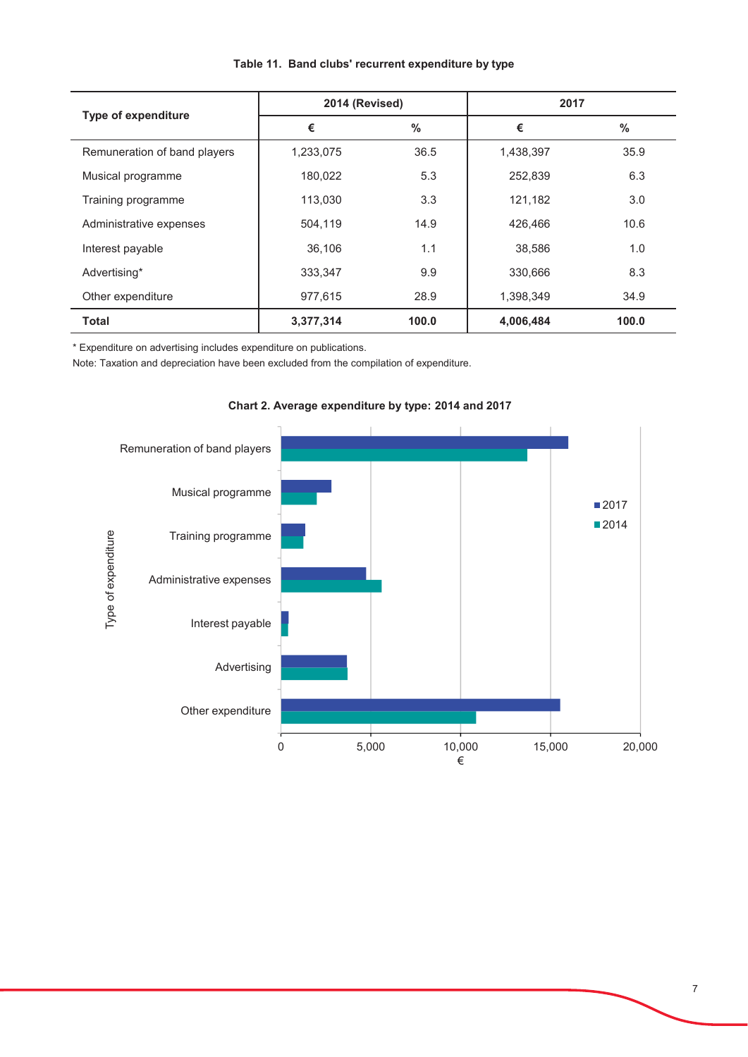**Table 11. Band clubs' recurrent expenditure by type**

| Type of expenditure | 2014 (Revised) | | 2017 | |
|---|---|---|---|---|
| | € | % | € | % |
| Remuneration of band players | 1,233,075 | 36.5 | 1,438,397 | 35.9 |
| Musical programme | 180,022 | 5.3 | 252,839 | 6.3 |
| Training programme | 113,030 | 3.3 | 121,182 | 3.0 |
| Administrative expenses | 504,119 | 14.9 | 426,466 | 10.6 |
| Interest payable | 36,106 | 1.1 | 38,586 | 1.0 |
| Advertising* | 333,347 | 9.9 | 330,666 | 8.3 |
| Other expenditure | 977,615 | 28.9 | 1,398,349 | 34.9 |
| **Total** | **3,377,314** | **100.0** | **4,006,484** | **100.0** |

* Expenditure on advertising includes expenditure on publications.
Note: Taxation and depreciation have been excluded from the compilation of expenditure.

**Chart 2. Average expenditure by type: 2014 and 2017**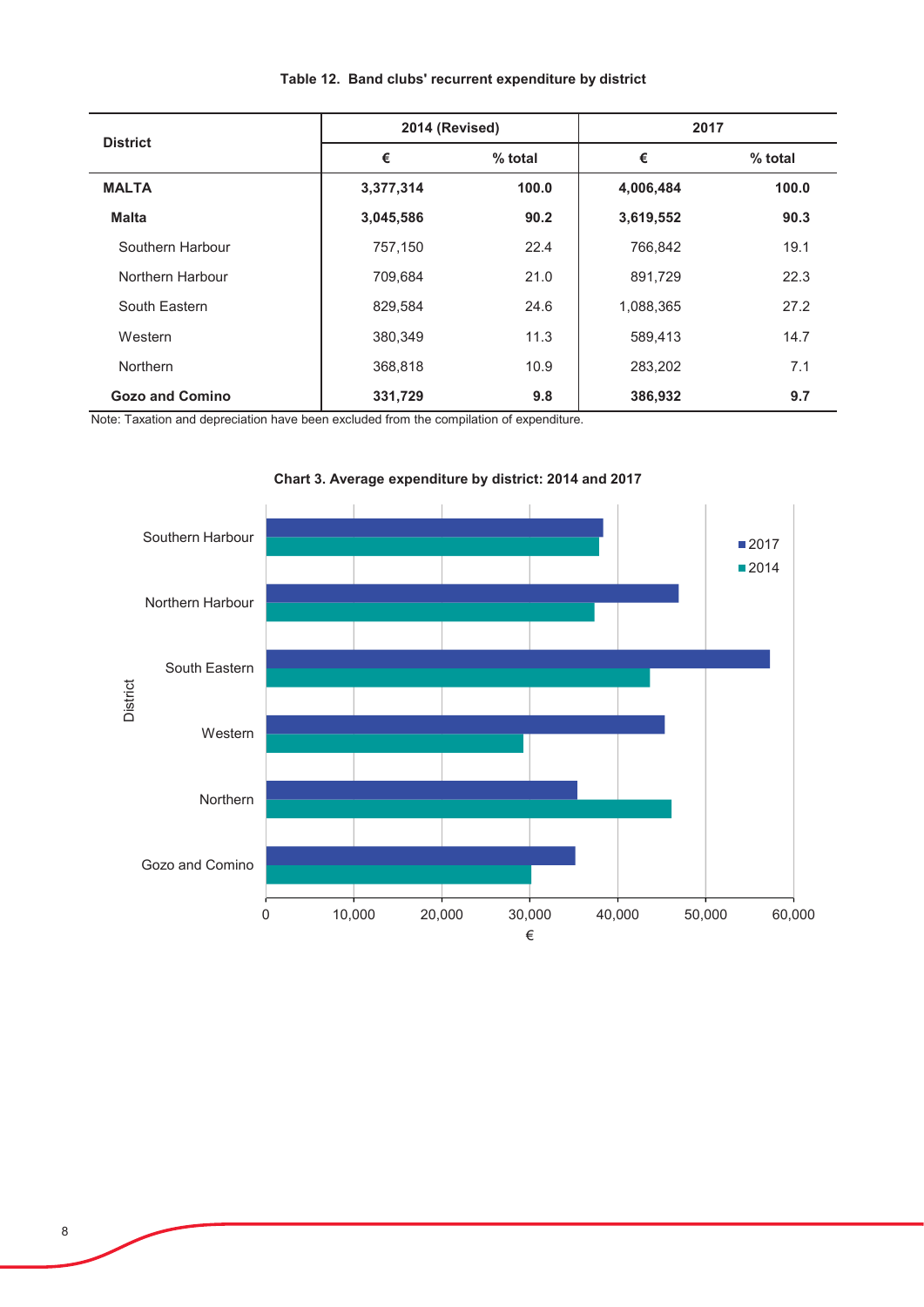**Table 12. Band clubs' recurrent expenditure by district**

| District | 2014 (Revised) | | 2017 | |
|---|---|---|---|---|
| | € | % total | € | % total |
| **MALTA** | **3,377,314** | **100.0** | **4,006,484** | **100.0** |
| **Malta** | **3,045,586** | **90.2** | **3,619,552** | **90.3** |
| Southern Harbour | 757,150 | 22.4 | 766,842 | 19.1 |
| Northern Harbour | 709,684 | 21.0 | 891,729 | 22.3 |
| South Eastern | 829,584 | 24.6 | 1,088,365 | 27.2 |
| Western | 380,349 | 11.3 | 589,413 | 14.7 |
| Northern | 368,818 | 10.9 | 283,202 | 7.1 |
| **Gozo and Comino** | **331,729** | **9.8** | **386,932** | **9.7** |

Note: Taxation and depreciation have been excluded from the compilation of expenditure.

**Chart 3. Average expenditure by district: 2014 and 2017**

Districts: Southern Harbour, Northern Harbour, South Eastern, Western, Northern, Gozo and Comino
Legend: 2017, 2014
Axis: District; € (0 – 60,000)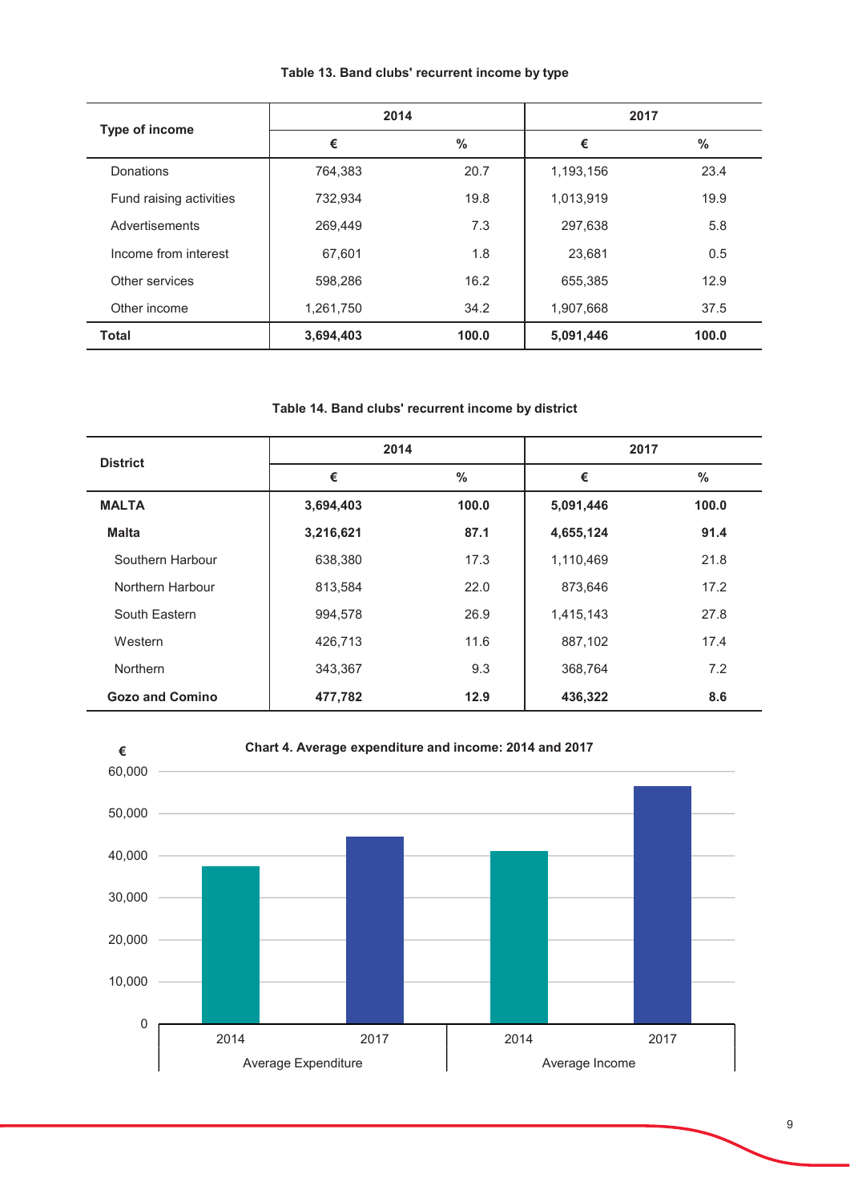**Table 13. Band clubs' recurrent income by type**

| Type of income | 2014 | | 2017 | |
|---|---|---|---|---|
| | € | % | € | % |
| Donations | 764,383 | 20.7 | 1,193,156 | 23.4 |
| Fund raising activities | 732,934 | 19.8 | 1,013,919 | 19.9 |
| Advertisements | 269,449 | 7.3 | 297,638 | 5.8 |
| Income from interest | 67,601 | 1.8 | 23,681 | 0.5 |
| Other services | 598,286 | 16.2 | 655,385 | 12.9 |
| Other income | 1,261,750 | 34.2 | 1,907,668 | 37.5 |
| **Total** | **3,694,403** | **100.0** | **5,091,446** | **100.0** |

**Table 14. Band clubs' recurrent income by district**

| District | 2014 | | 2017 | |
|---|---|---|---|---|
| | € | % | € | % |
| **MALTA** | **3,694,403** | **100.0** | **5,091,446** | **100.0** |
| **Malta** | **3,216,621** | **87.1** | **4,655,124** | **91.4** |
| Southern Harbour | 638,380 | 17.3 | 1,110,469 | 21.8 |
| Northern Harbour | 813,584 | 22.0 | 873,646 | 17.2 |
| South Eastern | 994,578 | 26.9 | 1,415,143 | 27.8 |
| Western | 426,713 | 11.6 | 887,102 | 17.4 |
| Northern | 343,367 | 9.3 | 368,764 | 7.2 |
| **Gozo and Comino** | **477,782** | **12.9** | **436,322** | **8.6** |

**Chart 4. Average expenditure and income: 2014 and 2017**

€

60,000
50,000
40,000
30,000
20,000
10,000
0

2014 2017 2014 2017

Average Expenditure Average Income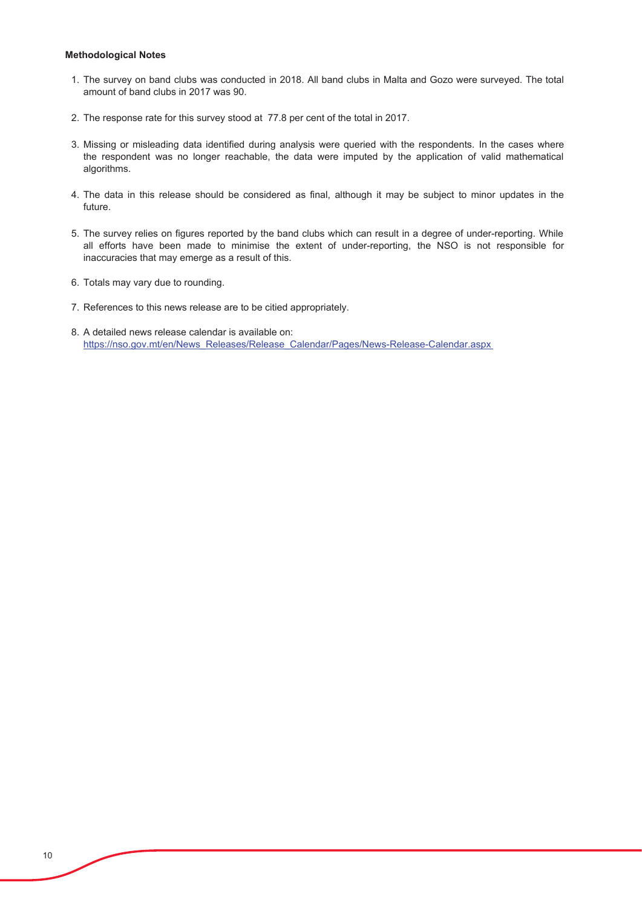**Methodological Notes**

1. The survey on band clubs was conducted in 2018. All band clubs in Malta and Gozo were surveyed. The total amount of band clubs in 2017 was 90.

2. The response rate for this survey stood at 77.8 per cent of the total in 2017.

3. Missing or misleading data identified during analysis were queried with the respondents. In the cases where the respondent was no longer reachable, the data were imputed by the application of valid mathematical algorithms.

4. The data in this release should be considered as final, although it may be subject to minor updates in the future.

5. The survey relies on figures reported by the band clubs which can result in a degree of under-reporting. While all efforts have been made to minimise the extent of under-reporting, the NSO is not responsible for inaccuracies that may emerge as a result of this.

6. Totals may vary due to rounding.

7. References to this news release are to be citied appropriately.

8. A detailed news release calendar is available on:
   https://nso.gov.mt/en/News_Releases/Release_Calendar/Pages/News-Release-Calendar.aspx